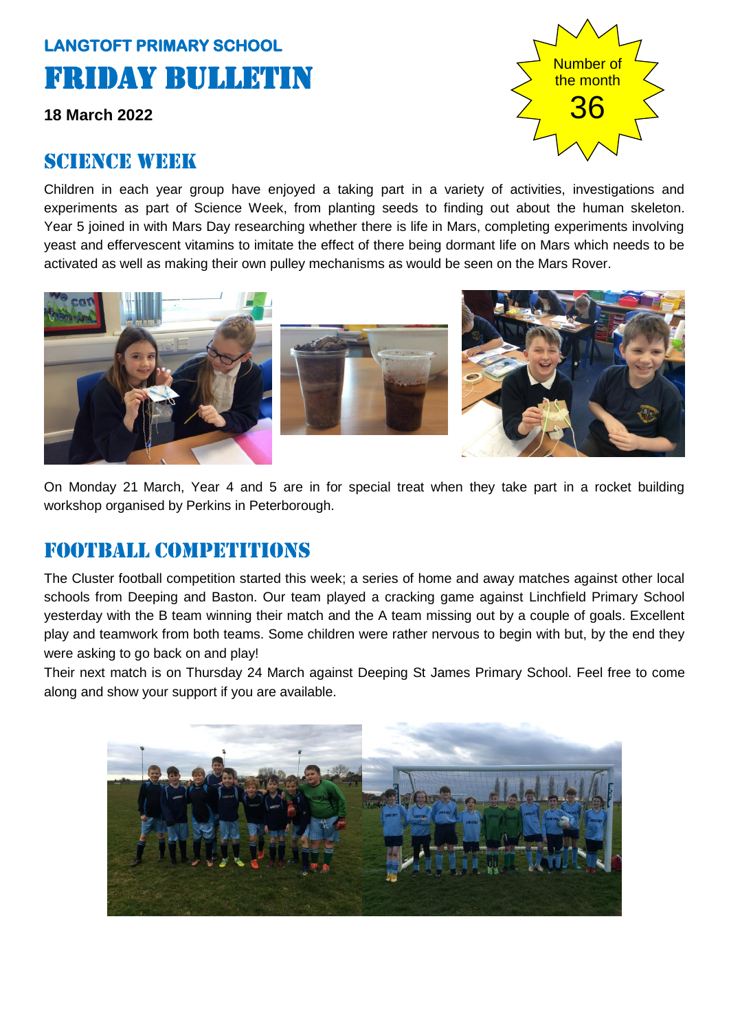**LANGTOFT PRIMARY SCHOOL**

# FRIDAY BULLETIN

**18 March 2022**

Number of the month
36

## SCIENCE WEEK

Children in each year group have enjoyed a taking part in a variety of activities, investigations and experiments as part of Science Week, from planting seeds to finding out about the human skeleton. Year 5 joined in with Mars Day researching whether there is life in Mars, completing experiments involving yeast and effervescent vitamins to imitate the effect of there being dormant life on Mars which needs to be activated as well as making their own pulley mechanisms as would be seen on the Mars Rover.

On Monday 21 March, Year 4 and 5 are in for special treat when they take part in a rocket building workshop organised by Perkins in Peterborough.

## FOOTBALL COMPETITIONS

The Cluster football competition started this week; a series of home and away matches against other local schools from Deeping and Baston. Our team played a cracking game against Linchfield Primary School yesterday with the B team winning their match and the A team missing out by a couple of goals. Excellent play and teamwork from both teams. Some children were rather nervous to begin with but, by the end they were asking to go back on and play!

Their next match is on Thursday 24 March against Deeping St James Primary School. Feel free to come along and show your support if you are available.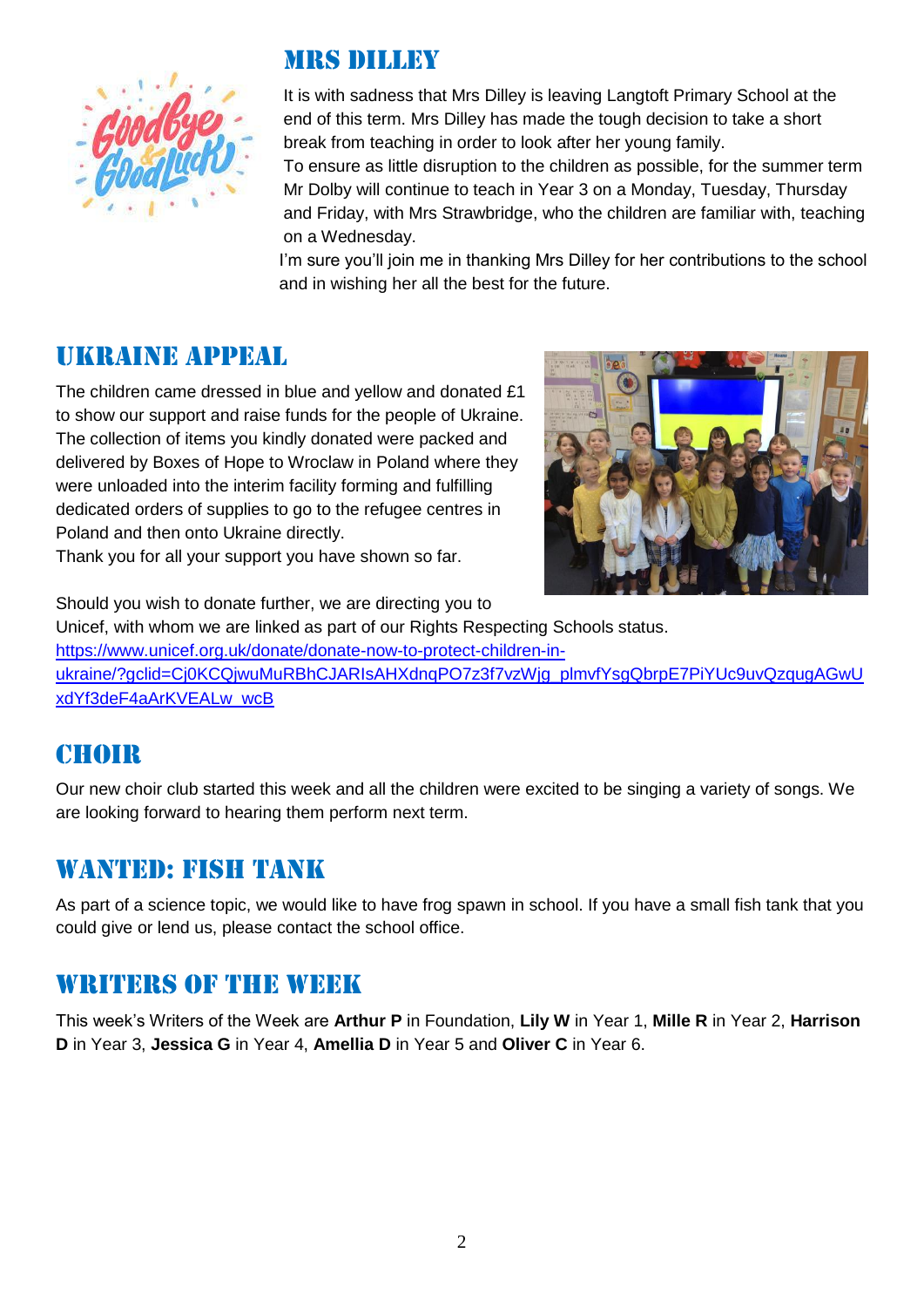## MRS DILLEY

It is with sadness that Mrs Dilley is leaving Langtoft Primary School at the end of this term. Mrs Dilley has made the tough decision to take a short break from teaching in order to look after her young family.

To ensure as little disruption to the children as possible, for the summer term Mr Dolby will continue to teach in Year 3 on a Monday, Tuesday, Thursday and Friday, with Mrs Strawbridge, who the children are familiar with, teaching on a Wednesday.

I'm sure you'll join me in thanking Mrs Dilley for her contributions to the school and in wishing her all the best for the future.

## UKRAINE APPEAL

The children came dressed in blue and yellow and donated £1 to show our support and raise funds for the people of Ukraine. The collection of items you kindly donated were packed and delivered by Boxes of Hope to Wroclaw in Poland where they were unloaded into the interim facility forming and fulfilling dedicated orders of supplies to go to the refugee centres in Poland and then onto Ukraine directly.

Thank you for all your support you have shown so far.

Should you wish to donate further, we are directing you to Unicef, with whom we are linked as part of our Rights Respecting Schools status.

[https://www.unicef.org.uk/donate/donate-now-to-protect-children-in-ukraine/?gclid=Cj0KCQjwuMuRBhCJARIsAHXdnqPO7z3f7vzWjg_plmvfYsgQbrpE7PiYUc9uvQzqugAGwUxdYf3deF4aArKVEALw_wcB](https://www.unicef.org.uk/donate/donate-now-to-protect-children-in-ukraine/?gclid=Cj0KCQjwuMuRBhCJARIsAHXdnqPO7z3f7vzWjg_plmvfYsgQbrpE7PiYUc9uvQzqugAGwUxdYf3deF4aArKVEALw_wcB)

## CHOIR

Our new choir club started this week and all the children were excited to be singing a variety of songs. We are looking forward to hearing them perform next term.

## WANTED: FISH TANK

As part of a science topic, we would like to have frog spawn in school. If you have a small fish tank that you could give or lend us, please contact the school office.

## WRITERS OF THE WEEK

This week's Writers of the Week are **Arthur P** in Foundation, **Lily W** in Year 1, **Mille R** in Year 2, **Harrison D** in Year 3, **Jessica G** in Year 4, **Amellia D** in Year 5 and **Oliver C** in Year 6.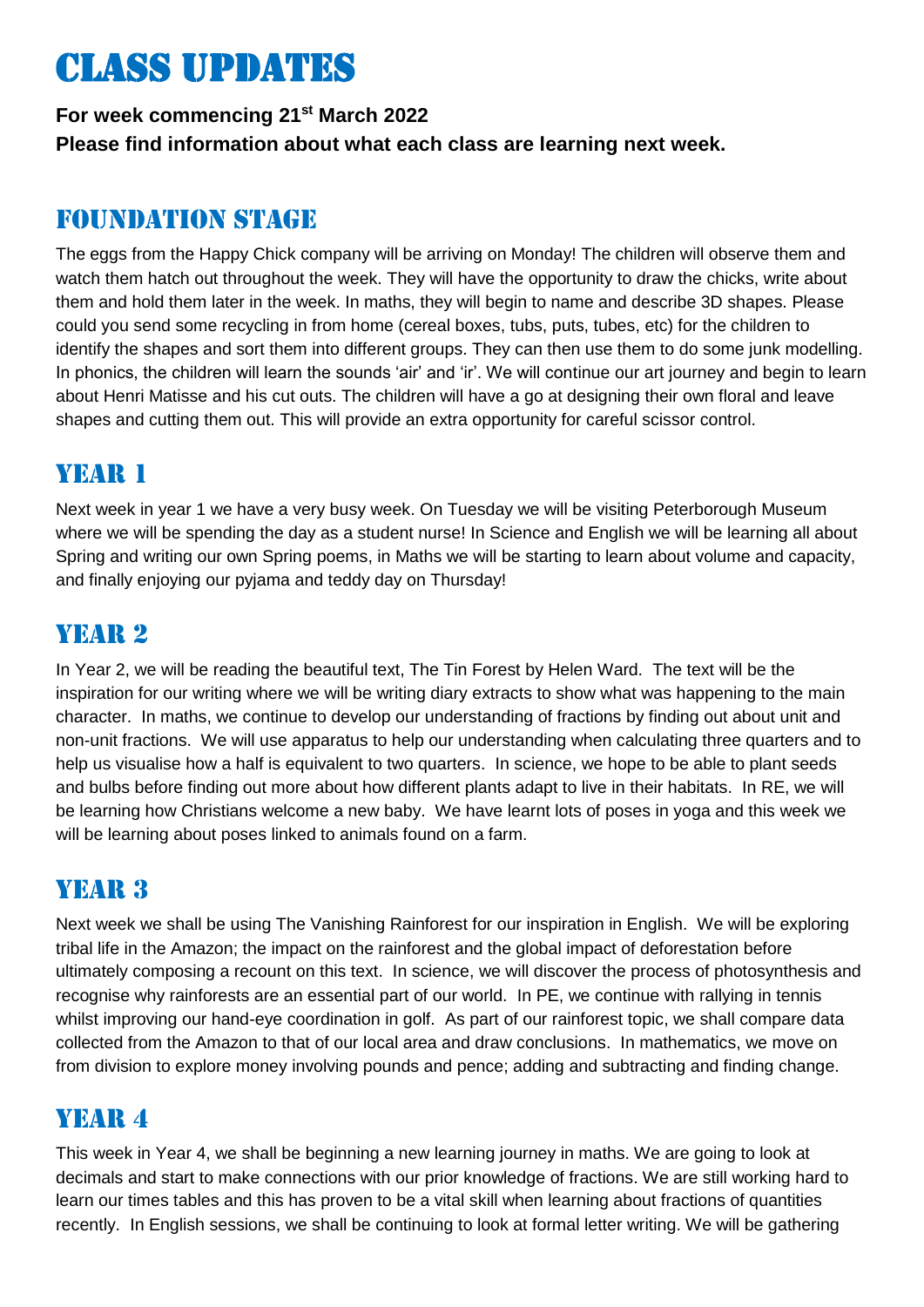# Class Updates

**For week commencing 21st March 2022**
**Please find information about what each class are learning next week.**

## Foundation Stage

The eggs from the Happy Chick company will be arriving on Monday! The children will observe them and watch them hatch out throughout the week. They will have the opportunity to draw the chicks, write about them and hold them later in the week. In maths, they will begin to name and describe 3D shapes. Please could you send some recycling in from home (cereal boxes, tubs, puts, tubes, etc) for the children to identify the shapes and sort them into different groups. They can then use them to do some junk modelling. In phonics, the children will learn the sounds 'air' and 'ir'. We will continue our art journey and begin to learn about Henri Matisse and his cut outs. The children will have a go at designing their own floral and leave shapes and cutting them out. This will provide an extra opportunity for careful scissor control.

## Year 1

Next week in year 1 we have a very busy week. On Tuesday we will be visiting Peterborough Museum where we will be spending the day as a student nurse! In Science and English we will be learning all about Spring and writing our own Spring poems, in Maths we will be starting to learn about volume and capacity, and finally enjoying our pyjama and teddy day on Thursday!

## Year 2

In Year 2, we will be reading the beautiful text, The Tin Forest by Helen Ward. The text will be the inspiration for our writing where we will be writing diary extracts to show what was happening to the main character. In maths, we continue to develop our understanding of fractions by finding out about unit and non-unit fractions. We will use apparatus to help our understanding when calculating three quarters and to help us visualise how a half is equivalent to two quarters. In science, we hope to be able to plant seeds and bulbs before finding out more about how different plants adapt to live in their habitats. In RE, we will be learning how Christians welcome a new baby. We have learnt lots of poses in yoga and this week we will be learning about poses linked to animals found on a farm.

## Year 3

Next week we shall be using The Vanishing Rainforest for our inspiration in English. We will be exploring tribal life in the Amazon; the impact on the rainforest and the global impact of deforestation before ultimately composing a recount on this text. In science, we will discover the process of photosynthesis and recognise why rainforests are an essential part of our world. In PE, we continue with rallying in tennis whilst improving our hand-eye coordination in golf. As part of our rainforest topic, we shall compare data collected from the Amazon to that of our local area and draw conclusions. In mathematics, we move on from division to explore money involving pounds and pence; adding and subtracting and finding change.

## Year 4

This week in Year 4, we shall be beginning a new learning journey in maths. We are going to look at decimals and start to make connections with our prior knowledge of fractions. We are still working hard to learn our times tables and this has proven to be a vital skill when learning about fractions of quantities recently. In English sessions, we shall be continuing to look at formal letter writing. We will be gathering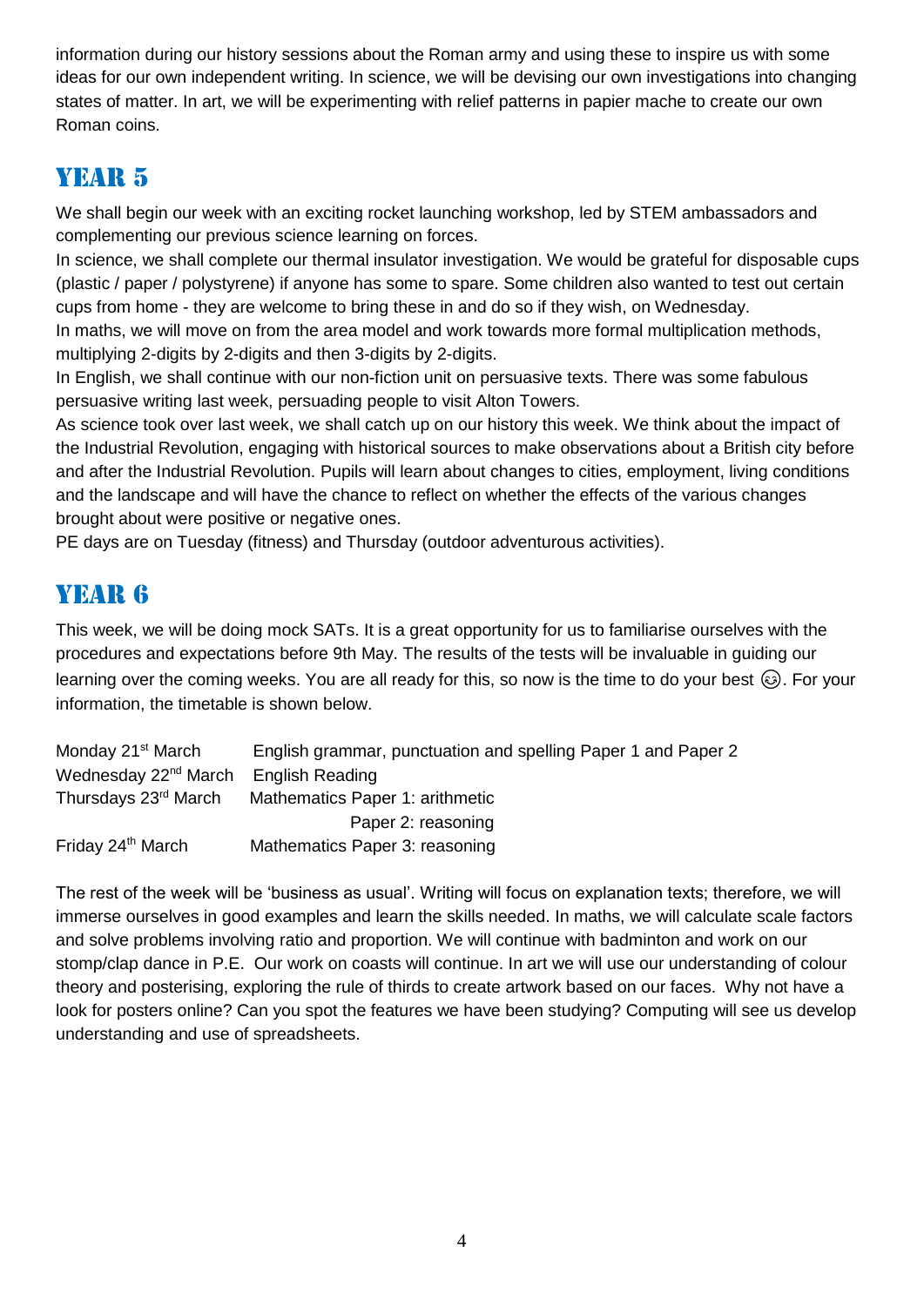information during our history sessions about the Roman army and using these to inspire us with some ideas for our own independent writing. In science, we will be devising our own investigations into changing states of matter. In art, we will be experimenting with relief patterns in papier mache to create our own Roman coins.

## YEAR 5

We shall begin our week with an exciting rocket launching workshop, led by STEM ambassadors and complementing our previous science learning on forces.

In science, we shall complete our thermal insulator investigation. We would be grateful for disposable cups (plastic / paper / polystyrene) if anyone has some to spare. Some children also wanted to test out certain cups from home - they are welcome to bring these in and do so if they wish, on Wednesday.

In maths, we will move on from the area model and work towards more formal multiplication methods, multiplying 2-digits by 2-digits and then 3-digits by 2-digits.

In English, we shall continue with our non-fiction unit on persuasive texts. There was some fabulous persuasive writing last week, persuading people to visit Alton Towers.

As science took over last week, we shall catch up on our history this week. We think about the impact of the Industrial Revolution, engaging with historical sources to make observations about a British city before and after the Industrial Revolution. Pupils will learn about changes to cities, employment, living conditions and the landscape and will have the chance to reflect on whether the effects of the various changes brought about were positive or negative ones.

PE days are on Tuesday (fitness) and Thursday (outdoor adventurous activities).

## YEAR 6

This week, we will be doing mock SATs. It is a great opportunity for us to familiarise ourselves with the procedures and expectations before 9th May. The results of the tests will be invaluable in guiding our learning over the coming weeks. You are all ready for this, so now is the time to do your best 😊. For your information, the timetable is shown below.

| | |
|---|---|
| Monday 21st March | English grammar, punctuation and spelling Paper 1 and Paper 2 |
| Wednesday 22nd March | English Reading |
| Thursdays 23rd March | Mathematics Paper 1: arithmetic |
| | Paper 2: reasoning |
| Friday 24th March | Mathematics Paper 3: reasoning |

The rest of the week will be 'business as usual'. Writing will focus on explanation texts; therefore, we will immerse ourselves in good examples and learn the skills needed. In maths, we will calculate scale factors and solve problems involving ratio and proportion. We will continue with badminton and work on our stomp/clap dance in P.E. Our work on coasts will continue. In art we will use our understanding of colour theory and posterising, exploring the rule of thirds to create artwork based on our faces. Why not have a look for posters online? Can you spot the features we have been studying? Computing will see us develop understanding and use of spreadsheets.